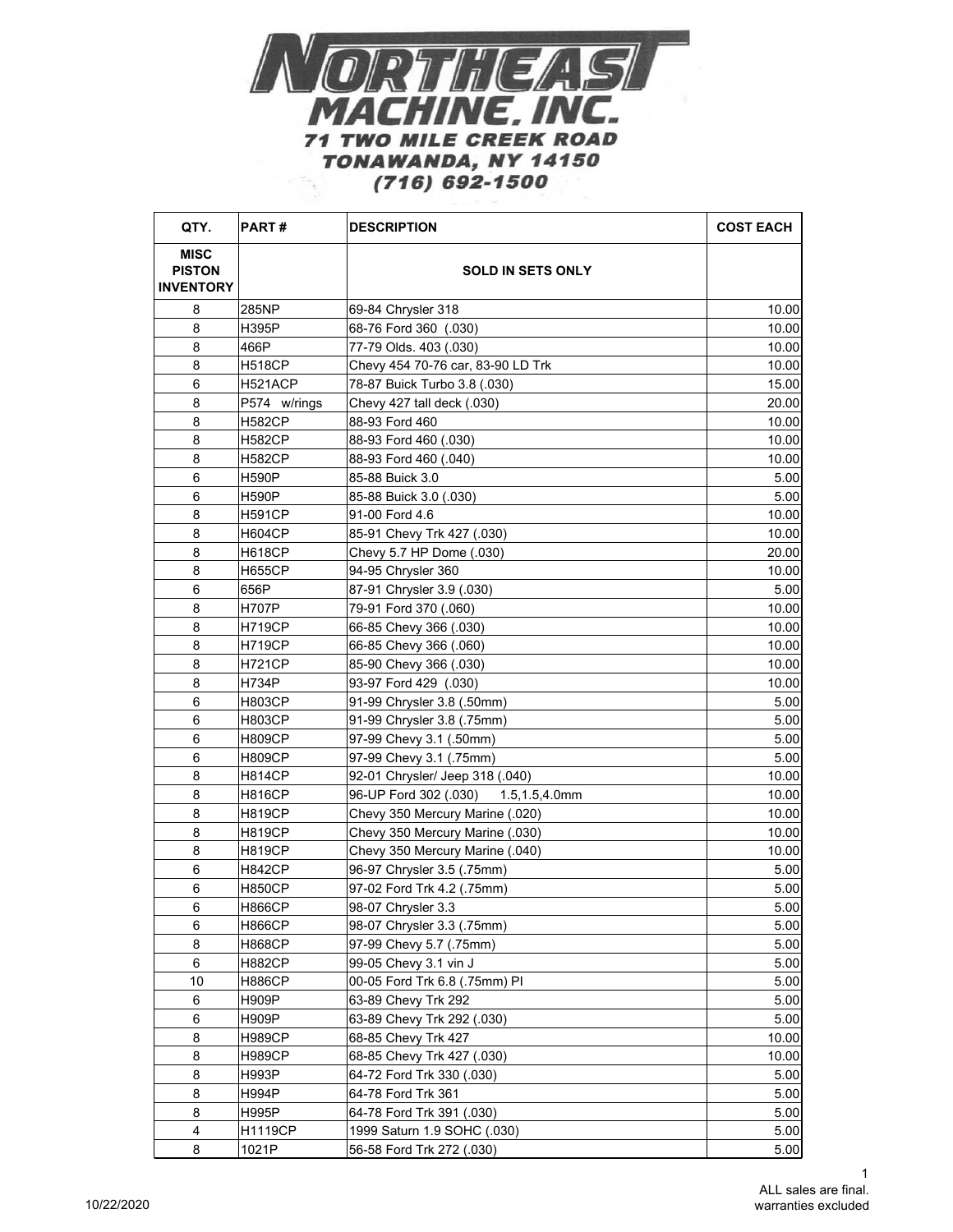# NORTHEAST MACHINE, INC.

**71 TWO MILE CREEK ROAD**
**TONAWANDA, NY 14150**
**(716) 692-1500**

| QTY. | PART # | DESCRIPTION | COST EACH |
|---|---|---|---|
| **MISC PISTON INVENTORY** | | **SOLD IN SETS ONLY** | |
| 8 | 285NP | 69-84 Chrysler 318 | 10.00 |
| 8 | H395P | 68-76 Ford 360 (.030) | 10.00 |
| 8 | 466P | 77-79 Olds. 403 (.030) | 10.00 |
| 8 | H518CP | Chevy 454 70-76 car, 83-90 LD Trk | 10.00 |
| 6 | H521ACP | 78-87 Buick Turbo 3.8 (.030) | 15.00 |
| 8 | P574 w/rings | Chevy 427 tall deck (.030) | 20.00 |
| 8 | H582CP | 88-93 Ford 460 | 10.00 |
| 8 | H582CP | 88-93 Ford 460 (.030) | 10.00 |
| 8 | H582CP | 88-93 Ford 460 (.040) | 10.00 |
| 6 | H590P | 85-88 Buick 3.0 | 5.00 |
| 6 | H590P | 85-88 Buick 3.0 (.030) | 5.00 |
| 8 | H591CP | 91-00 Ford 4.6 | 10.00 |
| 8 | H604CP | 85-91 Chevy Trk 427 (.030) | 10.00 |
| 8 | H618CP | Chevy 5.7 HP Dome (.030) | 20.00 |
| 8 | H655CP | 94-95 Chrysler 360 | 10.00 |
| 6 | 656P | 87-91 Chrysler 3.9 (.030) | 5.00 |
| 8 | H707P | 79-91 Ford 370 (.060) | 10.00 |
| 8 | H719CP | 66-85 Chevy 366 (.030) | 10.00 |
| 8 | H719CP | 66-85 Chevy 366 (.060) | 10.00 |
| 8 | H721CP | 85-90 Chevy 366 (.030) | 10.00 |
| 8 | H734P | 93-97 Ford 429 (.030) | 10.00 |
| 6 | H803CP | 91-99 Chrysler 3.8 (.50mm) | 5.00 |
| 6 | H803CP | 91-99 Chrysler 3.8 (.75mm) | 5.00 |
| 6 | H809CP | 97-99 Chevy 3.1 (.50mm) | 5.00 |
| 6 | H809CP | 97-99 Chevy 3.1 (.75mm) | 5.00 |
| 8 | H814CP | 92-01 Chrysler/ Jeep 318 (.040) | 10.00 |
| 8 | H816CP | 96-UP Ford 302 (.030) 1.5,1.5,4.0mm | 10.00 |
| 8 | H819CP | Chevy 350 Mercury Marine (.020) | 10.00 |
| 8 | H819CP | Chevy 350 Mercury Marine (.030) | 10.00 |
| 8 | H819CP | Chevy 350 Mercury Marine (.040) | 10.00 |
| 6 | H842CP | 96-97 Chrysler 3.5 (.75mm) | 5.00 |
| 6 | H850CP | 97-02 Ford Trk 4.2 (.75mm) | 5.00 |
| 6 | H866CP | 98-07 Chrysler 3.3 | 5.00 |
| 6 | H866CP | 98-07 Chrysler 3.3 (.75mm) | 5.00 |
| 8 | H868CP | 97-99 Chevy 5.7 (.75mm) | 5.00 |
| 6 | H882CP | 99-05 Chevy 3.1 vin J | 5.00 |
| 10 | H886CP | 00-05 Ford Trk 6.8 (.75mm) PI | 5.00 |
| 6 | H909P | 63-89 Chevy Trk 292 | 5.00 |
| 6 | H909P | 63-89 Chevy Trk 292 (.030) | 5.00 |
| 8 | H989CP | 68-85 Chevy Trk 427 | 10.00 |
| 8 | H989CP | 68-85 Chevy Trk 427 (.030) | 10.00 |
| 8 | H993P | 64-72 Ford Trk 330 (.030) | 5.00 |
| 8 | H994P | 64-78 Ford Trk 361 | 5.00 |
| 8 | H995P | 64-78 Ford Trk 391 (.030) | 5.00 |
| 4 | H1119CP | 1999 Saturn 1.9 SOHC (.030) | 5.00 |
| 8 | 1021P | 56-58 Ford Trk 272 (.030) | 5.00 |

10/22/2020

ALL sales are final.
warranties excluded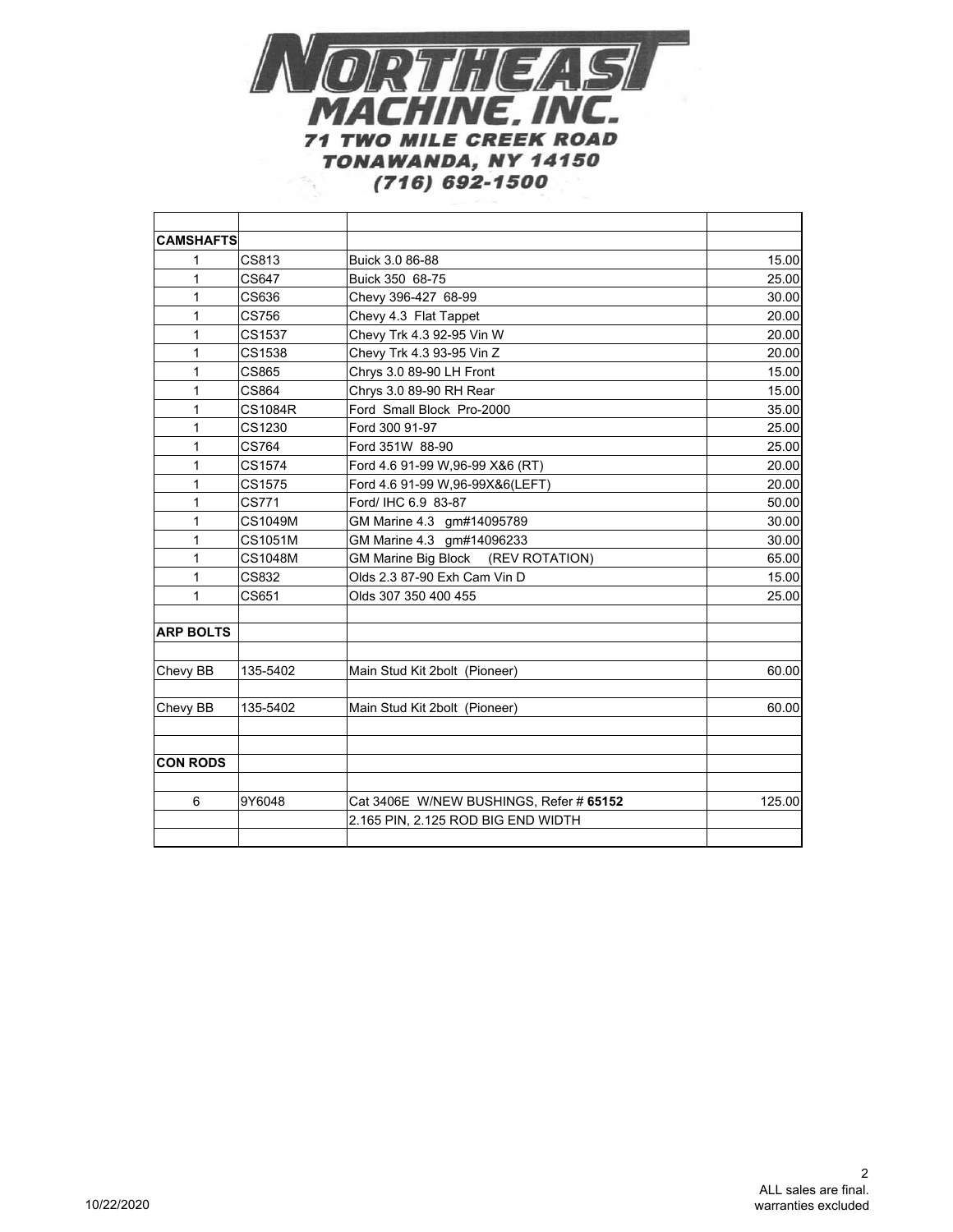**NORTHEAST MACHINE, INC.**
**71 TWO MILE CREEK ROAD**
**TONAWANDA, NY 14150**
**(716) 692-1500**

| | | | |
|---|---|---|---|
| **CAMSHAFTS** | | | |
| 1 | CS813 | Buick 3.0 86-88 | 15.00 |
| 1 | CS647 | Buick 350 68-75 | 25.00 |
| 1 | CS636 | Chevy 396-427 68-99 | 30.00 |
| 1 | CS756 | Chevy 4.3 Flat Tappet | 20.00 |
| 1 | CS1537 | Chevy Trk 4.3 92-95 Vin W | 20.00 |
| 1 | CS1538 | Chevy Trk 4.3 93-95 Vin Z | 20.00 |
| 1 | CS865 | Chrys 3.0 89-90 LH Front | 15.00 |
| 1 | CS864 | Chrys 3.0 89-90 RH Rear | 15.00 |
| 1 | CS1084R | Ford Small Block Pro-2000 | 35.00 |
| 1 | CS1230 | Ford 300 91-97 | 25.00 |
| 1 | CS764 | Ford 351W 88-90 | 25.00 |
| 1 | CS1574 | Ford 4.6 91-99 W,96-99 X&6 (RT) | 20.00 |
| 1 | CS1575 | Ford 4.6 91-99 W,96-99X&6(LEFT) | 20.00 |
| 1 | CS771 | Ford/ IHC 6.9 83-87 | 50.00 |
| 1 | CS1049M | GM Marine 4.3 gm#14095789 | 30.00 |
| 1 | CS1051M | GM Marine 4.3 gm#14096233 | 30.00 |
| 1 | CS1048M | GM Marine Big Block (REV ROTATION) | 65.00 |
| 1 | CS832 | Olds 2.3 87-90 Exh Cam Vin D | 15.00 |
| 1 | CS651 | Olds 307 350 400 455 | 25.00 |
| | | | |
| **ARP BOLTS** | | | |
| | | | |
| Chevy BB | 135-5402 | Main Stud Kit 2bolt (Pioneer) | 60.00 |
| | | | |
| Chevy BB | 135-5402 | Main Stud Kit 2bolt (Pioneer) | 60.00 |
| | | | |
| | | | |
| **CON RODS** | | | |
| | | | |
| 6 | 9Y6048 | Cat 3406E W/NEW BUSHINGS, Refer # **65152** | 125.00 |
| | | 2.165 PIN, 2.125 ROD BIG END WIDTH | |
| | | | |

10/22/2020

ALL sales are final.
warranties excluded